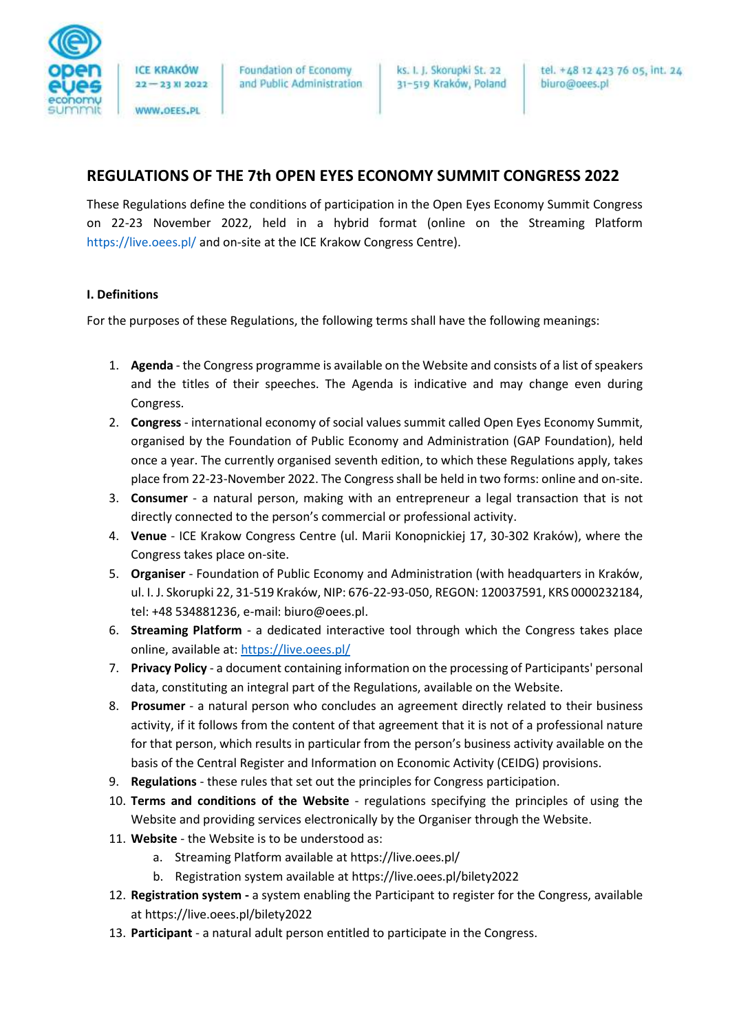## REGULATIONS OF THE 7th OPEN EYES ECONOMY SUMMIT CONGRESS 2022

These Regulations define the conditions of participation in the Open Eyes Economy Summit Congress on 22-23 November 2022, held in a hybrid format (online on the Streaming Platform https://live.oees.pl/ and on-site at the ICE Krakow Congress Centre).

### I. Definitions

For the purposes of these Regulations, the following terms shall have the following meanings:

1. **Agenda** - the Congress programme is available on the Website and consists of a list of speakers and the titles of their speeches. The Agenda is indicative and may change even during Congress.
2. **Congress** - international economy of social values summit called Open Eyes Economy Summit, organised by the Foundation of Public Economy and Administration (GAP Foundation), held once a year. The currently organised seventh edition, to which these Regulations apply, takes place from 22-23-November 2022. The Congress shall be held in two forms: online and on-site.
3. **Consumer** - a natural person, making with an entrepreneur a legal transaction that is not directly connected to the person's commercial or professional activity.
4. **Venue** - ICE Krakow Congress Centre (ul. Marii Konopnickiej 17, 30-302 Kraków), where the Congress takes place on-site.
5. **Organiser** - Foundation of Public Economy and Administration (with headquarters in Kraków, ul. I. J. Skorupki 22, 31-519 Kraków, NIP: 676-22-93-050, REGON: 120037591, KRS 0000232184, tel: +48 534881236, e-mail: biuro@oees.pl.
6. **Streaming Platform** - a dedicated interactive tool through which the Congress takes place online, available at: https://live.oees.pl/
7. **Privacy Policy** - a document containing information on the processing of Participants' personal data, constituting an integral part of the Regulations, available on the Website.
8. **Prosumer** - a natural person who concludes an agreement directly related to their business activity, if it follows from the content of that agreement that it is not of a professional nature for that person, which results in particular from the person's business activity available on the basis of the Central Register and Information on Economic Activity (CEIDG) provisions.
9. **Regulations** - these rules that set out the principles for Congress participation.
10. **Terms and conditions of the Website** - regulations specifying the principles of using the Website and providing services electronically by the Organiser through the Website.
11. **Website** - the Website is to be understood as:
    a. Streaming Platform available at https://live.oees.pl/
    b. Registration system available at https://live.oees.pl/bilety2022
12. **Registration system -** a system enabling the Participant to register for the Congress, available at https://live.oees.pl/bilety2022
13. **Participant** - a natural adult person entitled to participate in the Congress.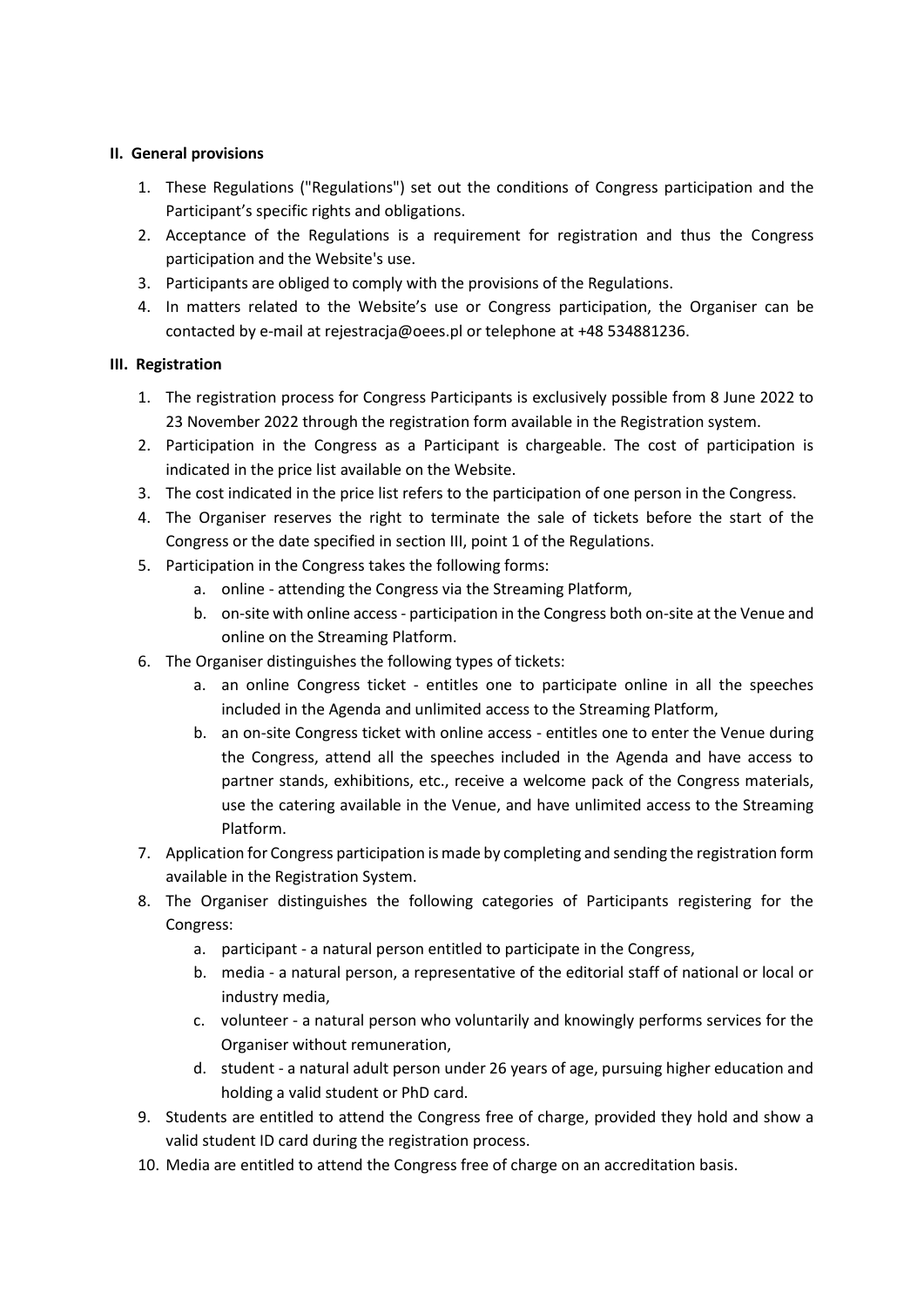## II. General provisions

1. These Regulations ("Regulations") set out the conditions of Congress participation and the Participant's specific rights and obligations.
2. Acceptance of the Regulations is a requirement for registration and thus the Congress participation and the Website's use.
3. Participants are obliged to comply with the provisions of the Regulations.
4. In matters related to the Website's use or Congress participation, the Organiser can be contacted by e-mail at rejestracja@oees.pl or telephone at +48 534881236.

## III. Registration

1. The registration process for Congress Participants is exclusively possible from 8 June 2022 to 23 November 2022 through the registration form available in the Registration system.
2. Participation in the Congress as a Participant is chargeable. The cost of participation is indicated in the price list available on the Website.
3. The cost indicated in the price list refers to the participation of one person in the Congress.
4. The Organiser reserves the right to terminate the sale of tickets before the start of the Congress or the date specified in section III, point 1 of the Regulations.
5. Participation in the Congress takes the following forms:
   a. online - attending the Congress via the Streaming Platform,
   b. on-site with online access - participation in the Congress both on-site at the Venue and online on the Streaming Platform.
6. The Organiser distinguishes the following types of tickets:
   a. an online Congress ticket - entitles one to participate online in all the speeches included in the Agenda and unlimited access to the Streaming Platform,
   b. an on-site Congress ticket with online access - entitles one to enter the Venue during the Congress, attend all the speeches included in the Agenda and have access to partner stands, exhibitions, etc., receive a welcome pack of the Congress materials, use the catering available in the Venue, and have unlimited access to the Streaming Platform.
7. Application for Congress participation is made by completing and sending the registration form available in the Registration System.
8. The Organiser distinguishes the following categories of Participants registering for the Congress:
   a. participant - a natural person entitled to participate in the Congress,
   b. media - a natural person, a representative of the editorial staff of national or local or industry media,
   c. volunteer - a natural person who voluntarily and knowingly performs services for the Organiser without remuneration,
   d. student - a natural adult person under 26 years of age, pursuing higher education and holding a valid student or PhD card.
9. Students are entitled to attend the Congress free of charge, provided they hold and show a valid student ID card during the registration process.
10. Media are entitled to attend the Congress free of charge on an accreditation basis.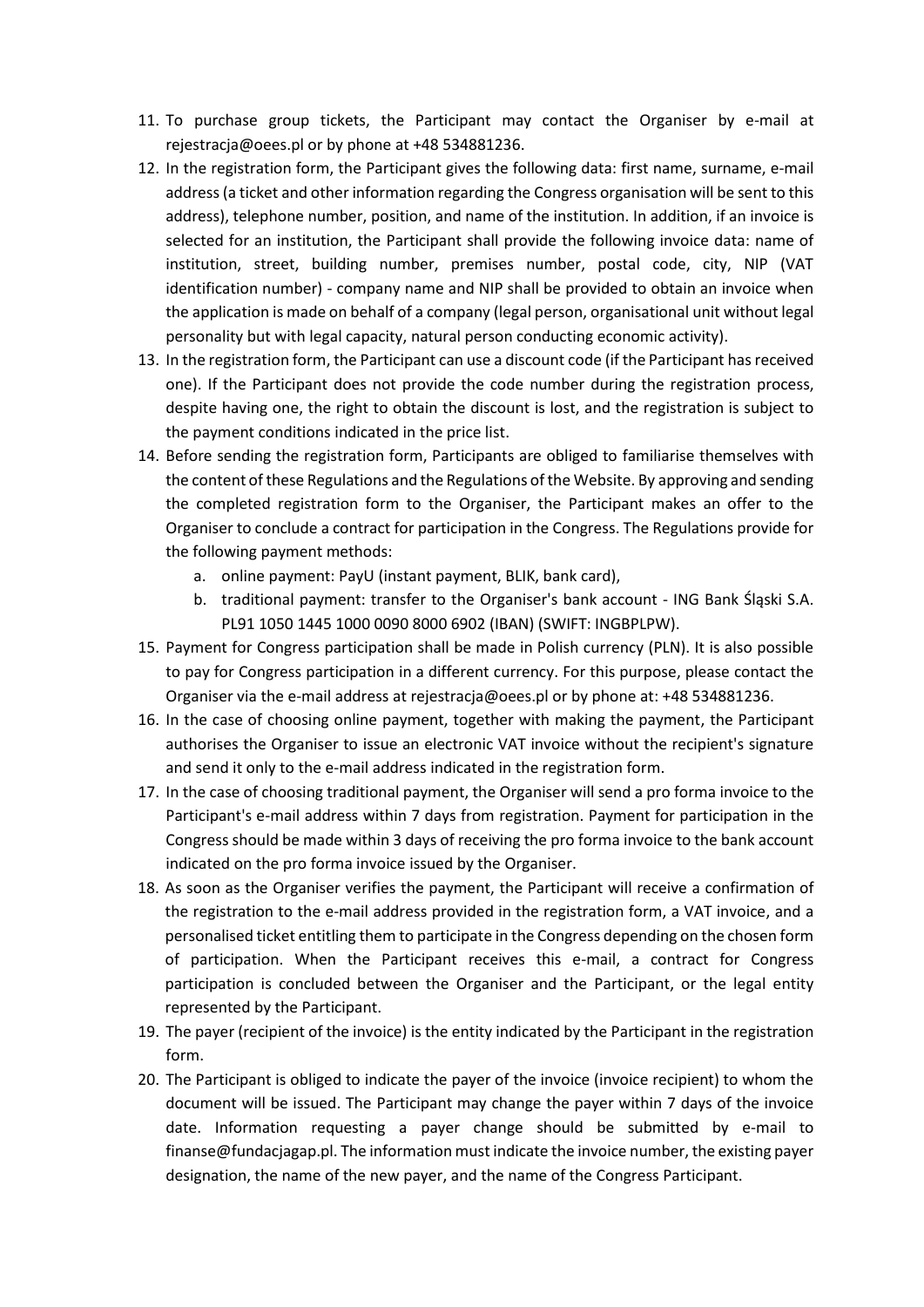11. To purchase group tickets, the Participant may contact the Organiser by e-mail at rejestracja@oees.pl or by phone at +48 534881236.
12. In the registration form, the Participant gives the following data: first name, surname, e-mail address (a ticket and other information regarding the Congress organisation will be sent to this address), telephone number, position, and name of the institution. In addition, if an invoice is selected for an institution, the Participant shall provide the following invoice data: name of institution, street, building number, premises number, postal code, city, NIP (VAT identification number) - company name and NIP shall be provided to obtain an invoice when the application is made on behalf of a company (legal person, organisational unit without legal personality but with legal capacity, natural person conducting economic activity).
13. In the registration form, the Participant can use a discount code (if the Participant has received one). If the Participant does not provide the code number during the registration process, despite having one, the right to obtain the discount is lost, and the registration is subject to the payment conditions indicated in the price list.
14. Before sending the registration form, Participants are obliged to familiarise themselves with the content of these Regulations and the Regulations of the Website. By approving and sending the completed registration form to the Organiser, the Participant makes an offer to the Organiser to conclude a contract for participation in the Congress. The Regulations provide for the following payment methods:
    a. online payment: PayU (instant payment, BLIK, bank card),
    b. traditional payment: transfer to the Organiser's bank account - ING Bank Śląski S.A. PL91 1050 1445 1000 0090 8000 6902 (IBAN) (SWIFT: INGBPLPW).
15. Payment for Congress participation shall be made in Polish currency (PLN). It is also possible to pay for Congress participation in a different currency. For this purpose, please contact the Organiser via the e-mail address at rejestracja@oees.pl or by phone at: +48 534881236.
16. In the case of choosing online payment, together with making the payment, the Participant authorises the Organiser to issue an electronic VAT invoice without the recipient's signature and send it only to the e-mail address indicated in the registration form.
17. In the case of choosing traditional payment, the Organiser will send a pro forma invoice to the Participant's e-mail address within 7 days from registration. Payment for participation in the Congress should be made within 3 days of receiving the pro forma invoice to the bank account indicated on the pro forma invoice issued by the Organiser.
18. As soon as the Organiser verifies the payment, the Participant will receive a confirmation of the registration to the e-mail address provided in the registration form, a VAT invoice, and a personalised ticket entitling them to participate in the Congress depending on the chosen form of participation. When the Participant receives this e-mail, a contract for Congress participation is concluded between the Organiser and the Participant, or the legal entity represented by the Participant.
19. The payer (recipient of the invoice) is the entity indicated by the Participant in the registration form.
20. The Participant is obliged to indicate the payer of the invoice (invoice recipient) to whom the document will be issued. The Participant may change the payer within 7 days of the invoice date. Information requesting a payer change should be submitted by e-mail to finanse@fundacjagap.pl. The information must indicate the invoice number, the existing payer designation, the name of the new payer, and the name of the Congress Participant.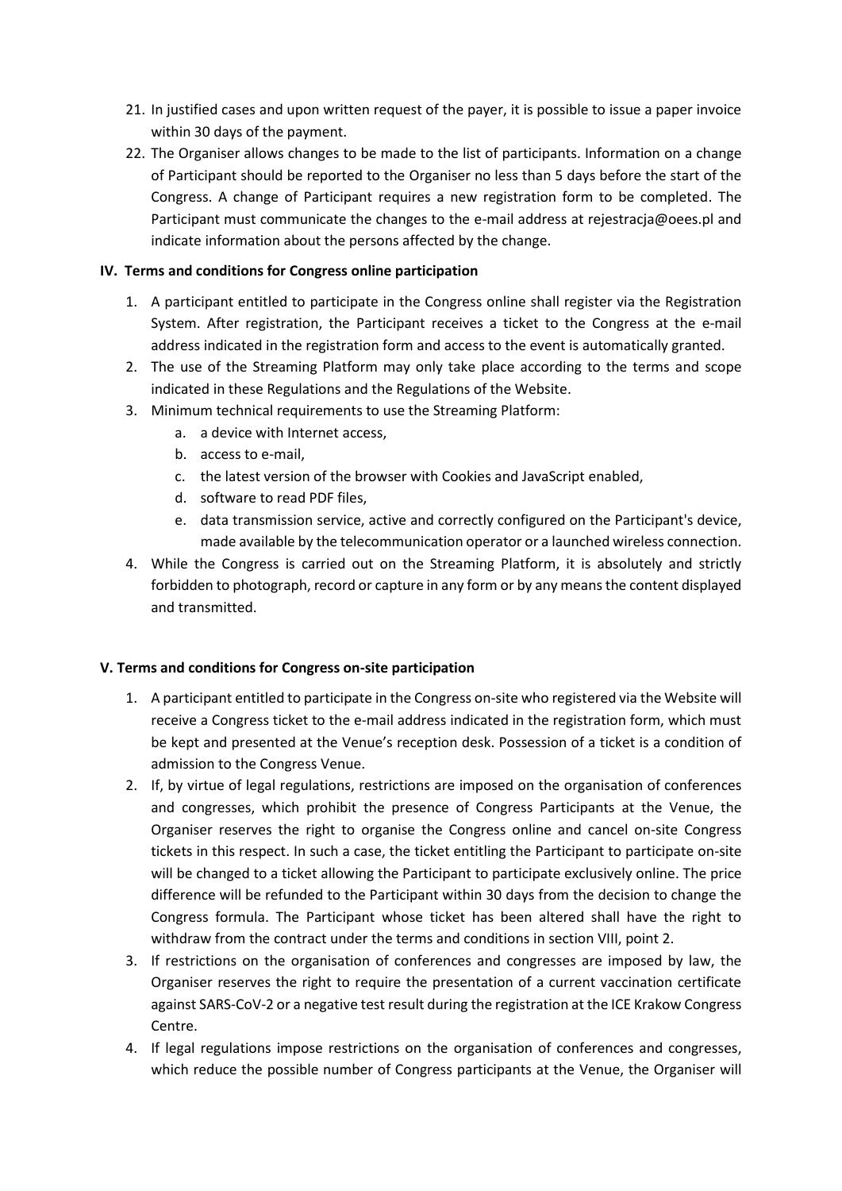21. In justified cases and upon written request of the payer, it is possible to issue a paper invoice within 30 days of the payment.
22. The Organiser allows changes to be made to the list of participants. Information on a change of Participant should be reported to the Organiser no less than 5 days before the start of the Congress. A change of Participant requires a new registration form to be completed. The Participant must communicate the changes to the e-mail address at rejestracja@oees.pl and indicate information about the persons affected by the change.

## IV. Terms and conditions for Congress online participation

1. A participant entitled to participate in the Congress online shall register via the Registration System. After registration, the Participant receives a ticket to the Congress at the e-mail address indicated in the registration form and access to the event is automatically granted.
2. The use of the Streaming Platform may only take place according to the terms and scope indicated in these Regulations and the Regulations of the Website.
3. Minimum technical requirements to use the Streaming Platform:
   a. a device with Internet access,
   b. access to e-mail,
   c. the latest version of the browser with Cookies and JavaScript enabled,
   d. software to read PDF files,
   e. data transmission service, active and correctly configured on the Participant's device, made available by the telecommunication operator or a launched wireless connection.
4. While the Congress is carried out on the Streaming Platform, it is absolutely and strictly forbidden to photograph, record or capture in any form or by any means the content displayed and transmitted.

## V. Terms and conditions for Congress on-site participation

1. A participant entitled to participate in the Congress on-site who registered via the Website will receive a Congress ticket to the e-mail address indicated in the registration form, which must be kept and presented at the Venue's reception desk. Possession of a ticket is a condition of admission to the Congress Venue.
2. If, by virtue of legal regulations, restrictions are imposed on the organisation of conferences and congresses, which prohibit the presence of Congress Participants at the Venue, the Organiser reserves the right to organise the Congress online and cancel on-site Congress tickets in this respect. In such a case, the ticket entitling the Participant to participate on-site will be changed to a ticket allowing the Participant to participate exclusively online. The price difference will be refunded to the Participant within 30 days from the decision to change the Congress formula. The Participant whose ticket has been altered shall have the right to withdraw from the contract under the terms and conditions in section VIII, point 2.
3. If restrictions on the organisation of conferences and congresses are imposed by law, the Organiser reserves the right to require the presentation of a current vaccination certificate against SARS-CoV-2 or a negative test result during the registration at the ICE Krakow Congress Centre.
4. If legal regulations impose restrictions on the organisation of conferences and congresses, which reduce the possible number of Congress participants at the Venue, the Organiser will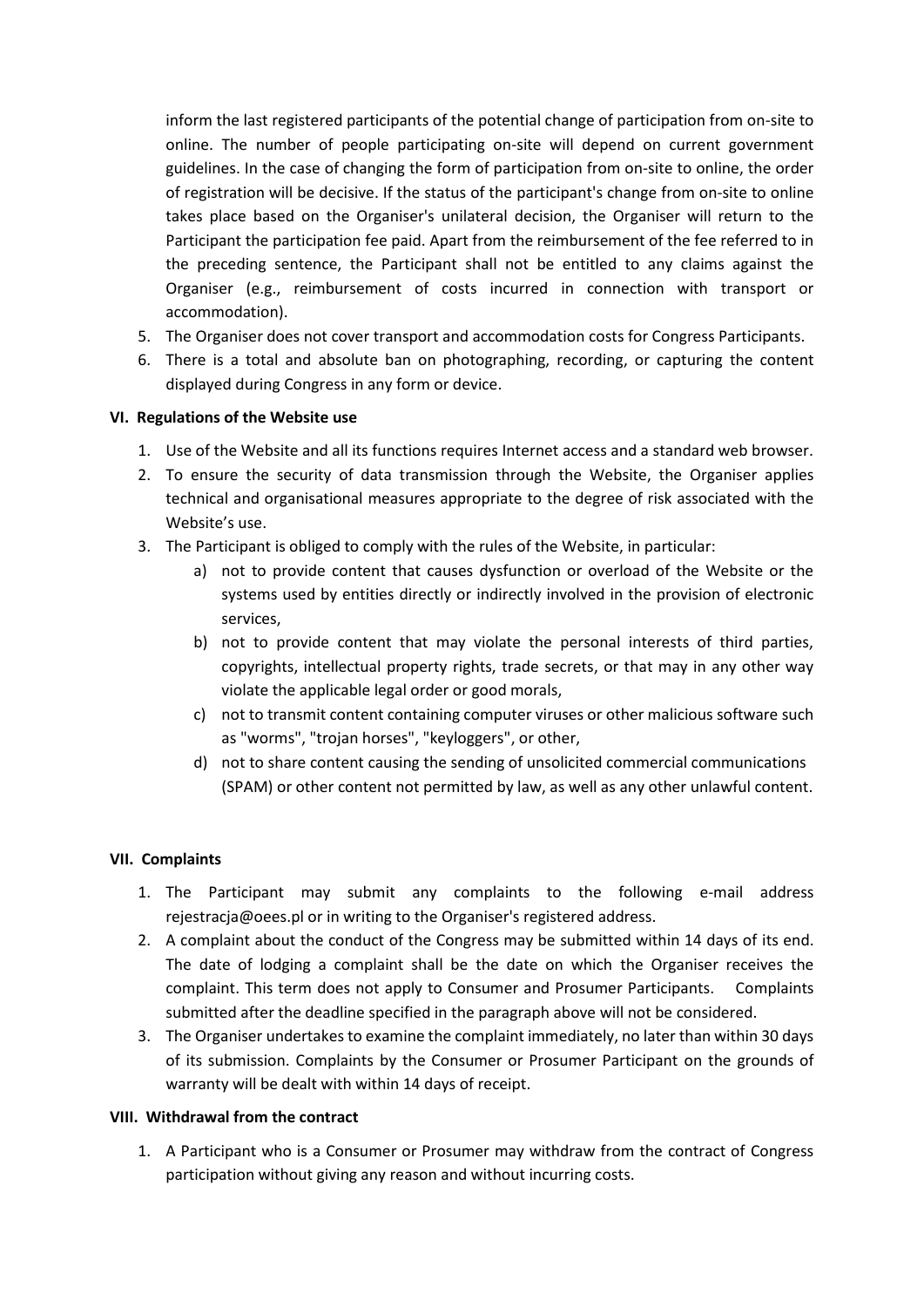inform the last registered participants of the potential change of participation from on-site to online. The number of people participating on-site will depend on current government guidelines. In the case of changing the form of participation from on-site to online, the order of registration will be decisive. If the status of the participant's change from on-site to online takes place based on the Organiser's unilateral decision, the Organiser will return to the Participant the participation fee paid. Apart from the reimbursement of the fee referred to in the preceding sentence, the Participant shall not be entitled to any claims against the Organiser (e.g., reimbursement of costs incurred in connection with transport or accommodation).

5. The Organiser does not cover transport and accommodation costs for Congress Participants.
6. There is a total and absolute ban on photographing, recording, or capturing the content displayed during Congress in any form or device.

### VI. Regulations of the Website use

1. Use of the Website and all its functions requires Internet access and a standard web browser.
2. To ensure the security of data transmission through the Website, the Organiser applies technical and organisational measures appropriate to the degree of risk associated with the Website's use.
3. The Participant is obliged to comply with the rules of the Website, in particular:
   a) not to provide content that causes dysfunction or overload of the Website or the systems used by entities directly or indirectly involved in the provision of electronic services,
   b) not to provide content that may violate the personal interests of third parties, copyrights, intellectual property rights, trade secrets, or that may in any other way violate the applicable legal order or good morals,
   c) not to transmit content containing computer viruses or other malicious software such as "worms", "trojan horses", "keyloggers", or other,
   d) not to share content causing the sending of unsolicited commercial communications (SPAM) or other content not permitted by law, as well as any other unlawful content.

### VII. Complaints

1. The Participant may submit any complaints to the following e-mail address rejestracja@oees.pl or in writing to the Organiser's registered address.
2. A complaint about the conduct of the Congress may be submitted within 14 days of its end. The date of lodging a complaint shall be the date on which the Organiser receives the complaint. This term does not apply to Consumer and Prosumer Participants. Complaints submitted after the deadline specified in the paragraph above will not be considered.
3. The Organiser undertakes to examine the complaint immediately, no later than within 30 days of its submission. Complaints by the Consumer or Prosumer Participant on the grounds of warranty will be dealt with within 14 days of receipt.

### VIII. Withdrawal from the contract

1. A Participant who is a Consumer or Prosumer may withdraw from the contract of Congress participation without giving any reason and without incurring costs.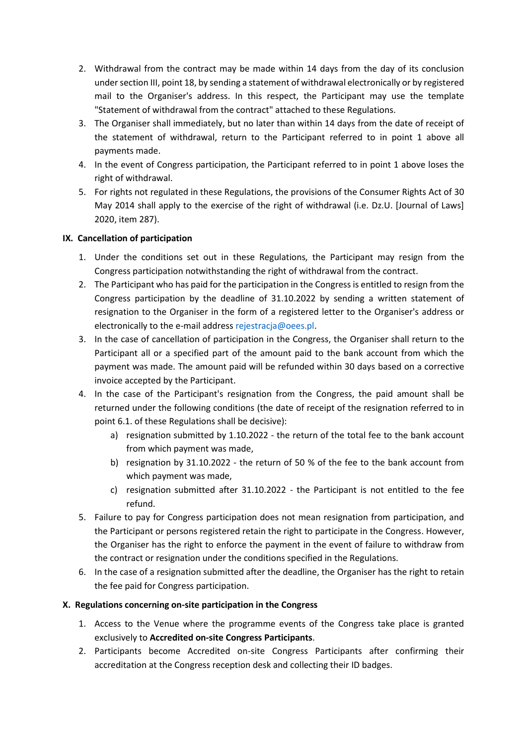2. Withdrawal from the contract may be made within 14 days from the day of its conclusion under section III, point 18, by sending a statement of withdrawal electronically or by registered mail to the Organiser's address. In this respect, the Participant may use the template "Statement of withdrawal from the contract" attached to these Regulations.
3. The Organiser shall immediately, but no later than within 14 days from the date of receipt of the statement of withdrawal, return to the Participant referred to in point 1 above all payments made.
4. In the event of Congress participation, the Participant referred to in point 1 above loses the right of withdrawal.
5. For rights not regulated in these Regulations, the provisions of the Consumer Rights Act of 30 May 2014 shall apply to the exercise of the right of withdrawal (i.e. Dz.U. [Journal of Laws] 2020, item 287).

## IX. Cancellation of participation

1. Under the conditions set out in these Regulations, the Participant may resign from the Congress participation notwithstanding the right of withdrawal from the contract.
2. The Participant who has paid for the participation in the Congress is entitled to resign from the Congress participation by the deadline of 31.10.2022 by sending a written statement of resignation to the Organiser in the form of a registered letter to the Organiser's address or electronically to the e-mail address rejestracja@oees.pl.
3. In the case of cancellation of participation in the Congress, the Organiser shall return to the Participant all or a specified part of the amount paid to the bank account from which the payment was made. The amount paid will be refunded within 30 days based on a corrective invoice accepted by the Participant.
4. In the case of the Participant's resignation from the Congress, the paid amount shall be returned under the following conditions (the date of receipt of the resignation referred to in point 6.1. of these Regulations shall be decisive):
   a) resignation submitted by 1.10.2022 - the return of the total fee to the bank account from which payment was made,
   b) resignation by 31.10.2022 - the return of 50 % of the fee to the bank account from which payment was made,
   c) resignation submitted after 31.10.2022 - the Participant is not entitled to the fee refund.
5. Failure to pay for Congress participation does not mean resignation from participation, and the Participant or persons registered retain the right to participate in the Congress. However, the Organiser has the right to enforce the payment in the event of failure to withdraw from the contract or resignation under the conditions specified in the Regulations.
6. In the case of a resignation submitted after the deadline, the Organiser has the right to retain the fee paid for Congress participation.

## X. Regulations concerning on-site participation in the Congress

1. Access to the Venue where the programme events of the Congress take place is granted exclusively to **Accredited on-site Congress Participants**.
2. Participants become Accredited on-site Congress Participants after confirming their accreditation at the Congress reception desk and collecting their ID badges.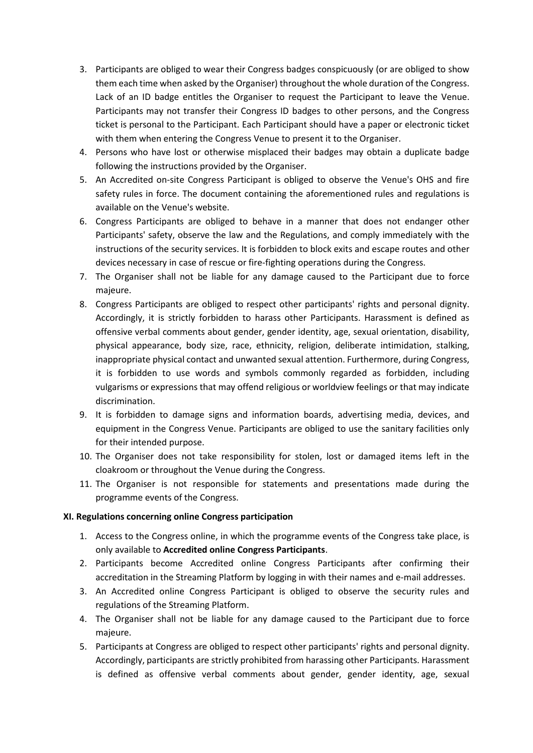3. Participants are obliged to wear their Congress badges conspicuously (or are obliged to show them each time when asked by the Organiser) throughout the whole duration of the Congress. Lack of an ID badge entitles the Organiser to request the Participant to leave the Venue. Participants may not transfer their Congress ID badges to other persons, and the Congress ticket is personal to the Participant. Each Participant should have a paper or electronic ticket with them when entering the Congress Venue to present it to the Organiser.
4. Persons who have lost or otherwise misplaced their badges may obtain a duplicate badge following the instructions provided by the Organiser.
5. An Accredited on-site Congress Participant is obliged to observe the Venue's OHS and fire safety rules in force. The document containing the aforementioned rules and regulations is available on the Venue's website.
6. Congress Participants are obliged to behave in a manner that does not endanger other Participants' safety, observe the law and the Regulations, and comply immediately with the instructions of the security services. It is forbidden to block exits and escape routes and other devices necessary in case of rescue or fire-fighting operations during the Congress.
7. The Organiser shall not be liable for any damage caused to the Participant due to force majeure.
8. Congress Participants are obliged to respect other participants' rights and personal dignity. Accordingly, it is strictly forbidden to harass other Participants. Harassment is defined as offensive verbal comments about gender, gender identity, age, sexual orientation, disability, physical appearance, body size, race, ethnicity, religion, deliberate intimidation, stalking, inappropriate physical contact and unwanted sexual attention. Furthermore, during Congress, it is forbidden to use words and symbols commonly regarded as forbidden, including vulgarisms or expressions that may offend religious or worldview feelings or that may indicate discrimination.
9. It is forbidden to damage signs and information boards, advertising media, devices, and equipment in the Congress Venue. Participants are obliged to use the sanitary facilities only for their intended purpose.
10. The Organiser does not take responsibility for stolen, lost or damaged items left in the cloakroom or throughout the Venue during the Congress.
11. The Organiser is not responsible for statements and presentations made during the programme events of the Congress.

### XI. Regulations concerning online Congress participation

1. Access to the Congress online, in which the programme events of the Congress take place, is only available to **Accredited online Congress Participants**.
2. Participants become Accredited online Congress Participants after confirming their accreditation in the Streaming Platform by logging in with their names and e-mail addresses.
3. An Accredited online Congress Participant is obliged to observe the security rules and regulations of the Streaming Platform.
4. The Organiser shall not be liable for any damage caused to the Participant due to force majeure.
5. Participants at Congress are obliged to respect other participants' rights and personal dignity. Accordingly, participants are strictly prohibited from harassing other Participants. Harassment is defined as offensive verbal comments about gender, gender identity, age, sexual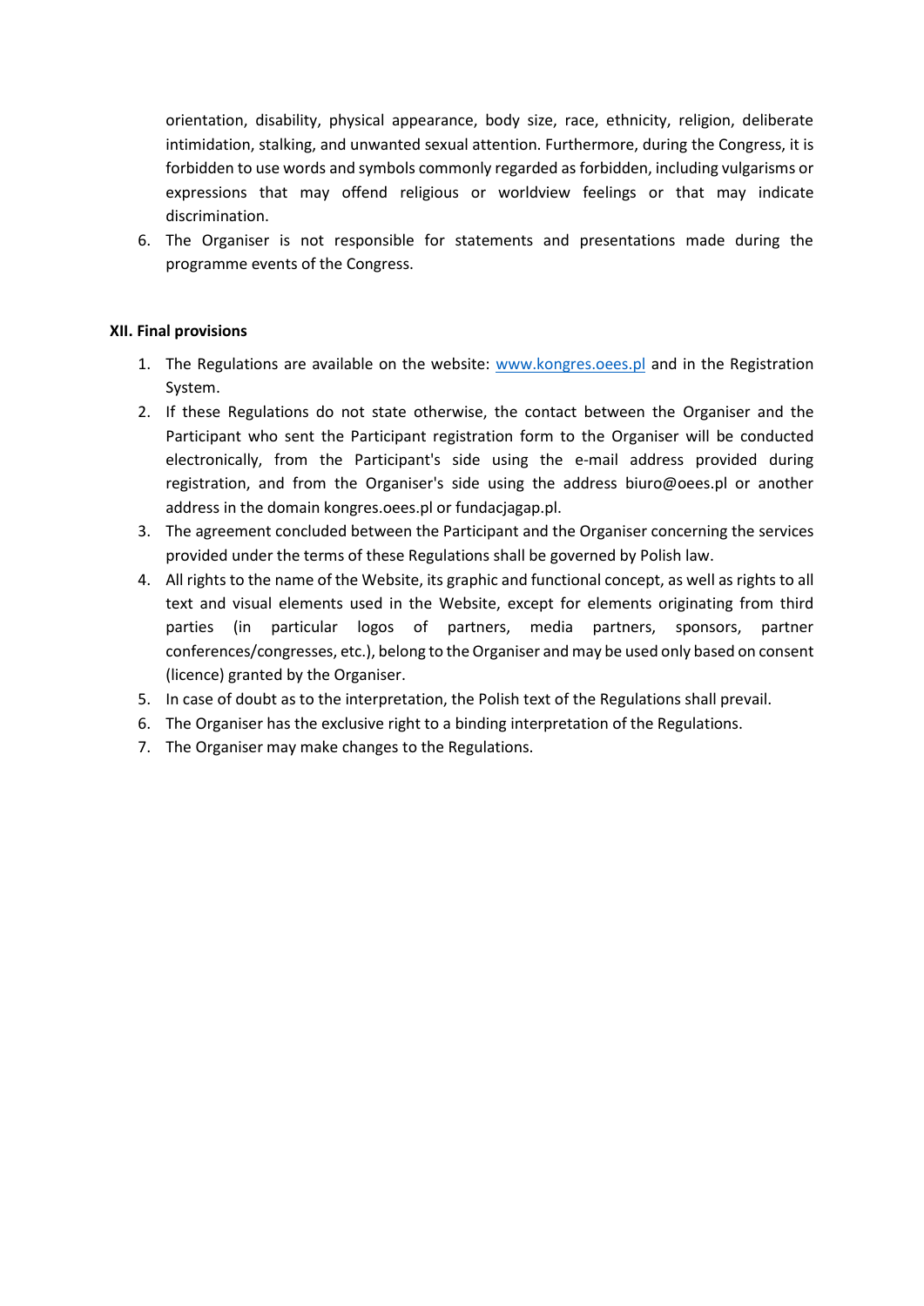orientation, disability, physical appearance, body size, race, ethnicity, religion, deliberate intimidation, stalking, and unwanted sexual attention. Furthermore, during the Congress, it is forbidden to use words and symbols commonly regarded as forbidden, including vulgarisms or expressions that may offend religious or worldview feelings or that may indicate discrimination.

6. The Organiser is not responsible for statements and presentations made during the programme events of the Congress.

**XII. Final provisions**

1. The Regulations are available on the website: [www.kongres.oees.pl](www.kongres.oees.pl) and in the Registration System.
2. If these Regulations do not state otherwise, the contact between the Organiser and the Participant who sent the Participant registration form to the Organiser will be conducted electronically, from the Participant's side using the e-mail address provided during registration, and from the Organiser's side using the address biuro@oees.pl or another address in the domain kongres.oees.pl or fundacjagap.pl.
3. The agreement concluded between the Participant and the Organiser concerning the services provided under the terms of these Regulations shall be governed by Polish law.
4. All rights to the name of the Website, its graphic and functional concept, as well as rights to all text and visual elements used in the Website, except for elements originating from third parties (in particular logos of partners, media partners, sponsors, partner conferences/congresses, etc.), belong to the Organiser and may be used only based on consent (licence) granted by the Organiser.
5. In case of doubt as to the interpretation, the Polish text of the Regulations shall prevail.
6. The Organiser has the exclusive right to a binding interpretation of the Regulations.
7. The Organiser may make changes to the Regulations.